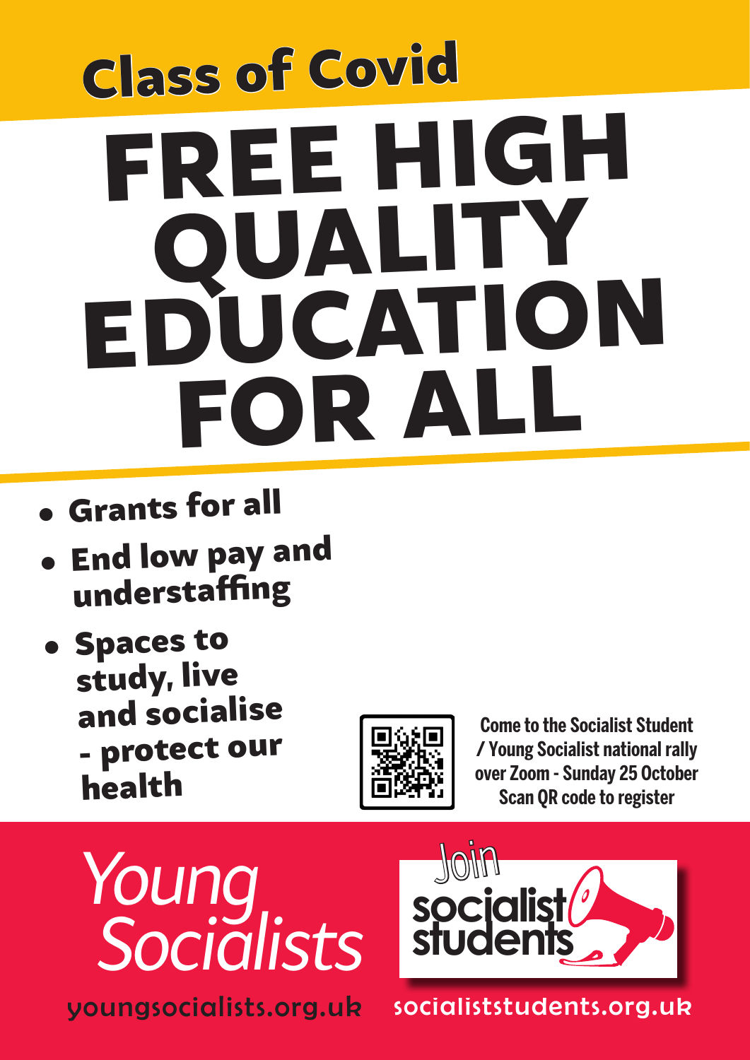## Class of Covid

# FREE HIGH QUALITY EDUCATION FOR ALL

- **Grants for all**
- **End low pay and understaffing**
- **Spaces to study, live and socialise - protect our health**

**Come to the Socialist Student / Young Socialist national rally over Zoom - Sunday 25 October**
**Scan QR code to register**

*Young Socialists*

youngsocialists.org.uk

Join socialist students

socialiststudents.org.uk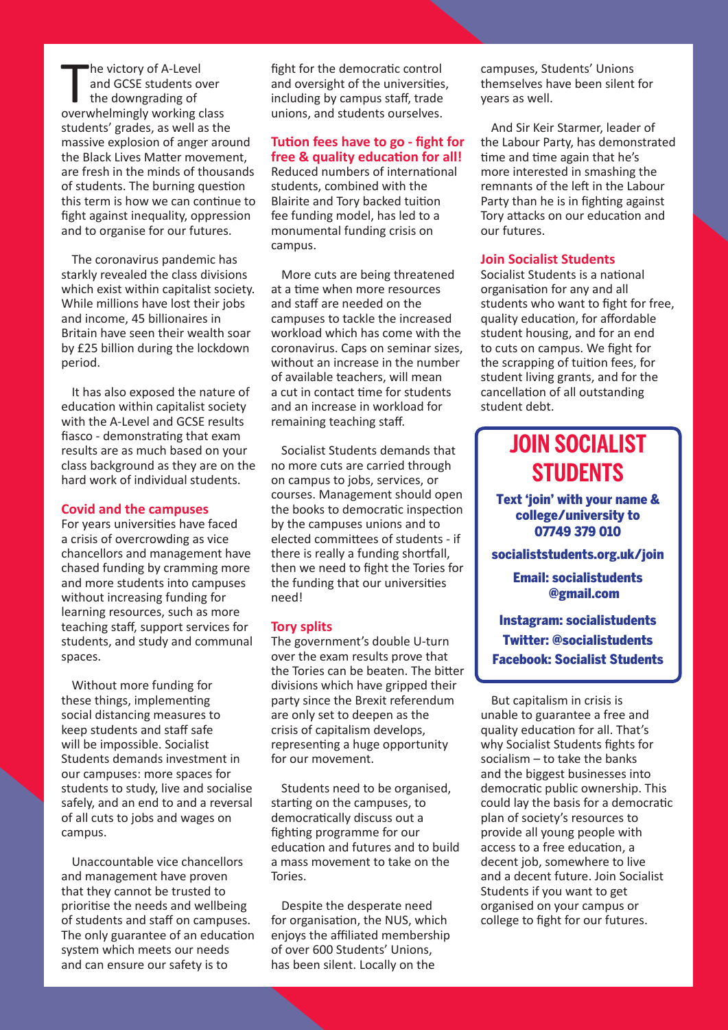The victory of A-Level and GCSE students over the downgrading of overwhelmingly working class students' grades, as well as the massive explosion of anger around the Black Lives Matter movement, are fresh in the minds of thousands of students. The burning question this term is how we can continue to fight against inequality, oppression and to organise for our futures.

The coronavirus pandemic has starkly revealed the class divisions which exist within capitalist society. While millions have lost their jobs and income, 45 billionaires in Britain have seen their wealth soar by £25 billion during the lockdown period.

It has also exposed the nature of education within capitalist society with the A-Level and GCSE results fiasco - demonstrating that exam results are as much based on your class background as they are on the hard work of individual students.

## Covid and the campuses

For years universities have faced a crisis of overcrowding as vice chancellors and management have chased funding by cramming more and more students into campuses without increasing funding for learning resources, such as more teaching staff, support services for students, and study and communal spaces.

Without more funding for these things, implementing social distancing measures to keep students and staff safe will be impossible. Socialist Students demands investment in our campuses: more spaces for students to study, live and socialise safely, and an end to and a reversal of all cuts to jobs and wages on campus.

Unaccountable vice chancellors and management have proven that they cannot be trusted to prioritise the needs and wellbeing of students and staff on campuses. The only guarantee of an education system which meets our needs and can ensure our safety is to fight for the democratic control and oversight of the universities, including by campus staff, trade unions, and students ourselves.

## Tution fees have to go - fight for free & quality education for all!

Reduced numbers of international students, combined with the Blairite and Tory backed tuition fee funding model, has led to a monumental funding crisis on campus.

More cuts are being threatened at a time when more resources and staff are needed on the campuses to tackle the increased workload which has come with the coronavirus. Caps on seminar sizes, without an increase in the number of available teachers, will mean a cut in contact time for students and an increase in workload for remaining teaching staff.

Socialist Students demands that no more cuts are carried through on campus to jobs, services, or courses. Management should open the books to democratic inspection by the campuses unions and to elected committees of students - if there is really a funding shortfall, then we need to fight the Tories for the funding that our universities need!

## Tory splits

The government's double U-turn over the exam results prove that the Tories can be beaten. The bitter divisions which have gripped their party since the Brexit referendum are only set to deepen as the crisis of capitalism develops, representing a huge opportunity for our movement.

Students need to be organised, starting on the campuses, to democratically discuss out a fighting programme for our education and futures and to build a mass movement to take on the Tories.

Despite the desperate need for organisation, the NUS, which enjoys the affiliated membership of over 600 Students' Unions, has been silent. Locally on the campuses, Students' Unions themselves have been silent for years as well.

And Sir Keir Starmer, leader of the Labour Party, has demonstrated time and time again that he's more interested in smashing the remnants of the left in the Labour Party than he is in fighting against Tory attacks on our education and our futures.

## Join Socialist Students

Socialist Students is a national organisation for any and all students who want to fight for free, quality education, for affordable student housing, and for an end to cuts on campus. We fight for the scrapping of tuition fees, for student living grants, and for the cancellation of all outstanding student debt.

# JOIN SOCIALIST STUDENTS

**Text 'join' with your name & college/university to 07749 379 010**

**socialiststudents.org.uk/join**

**Email: socialistudents@gmail.com**

**Instagram: socialistudents**

**Twitter: @socialistudents**

**Facebook: Socialist Students**

But capitalism in crisis is unable to guarantee a free and quality education for all. That's why Socialist Students fights for socialism – to take the banks and the biggest businesses into democratic public ownership. This could lay the basis for a democratic plan of society's resources to provide all young people with access to a free education, a decent job, somewhere to live and a decent future. Join Socialist Students if you want to get organised on your campus or college to fight for our futures.